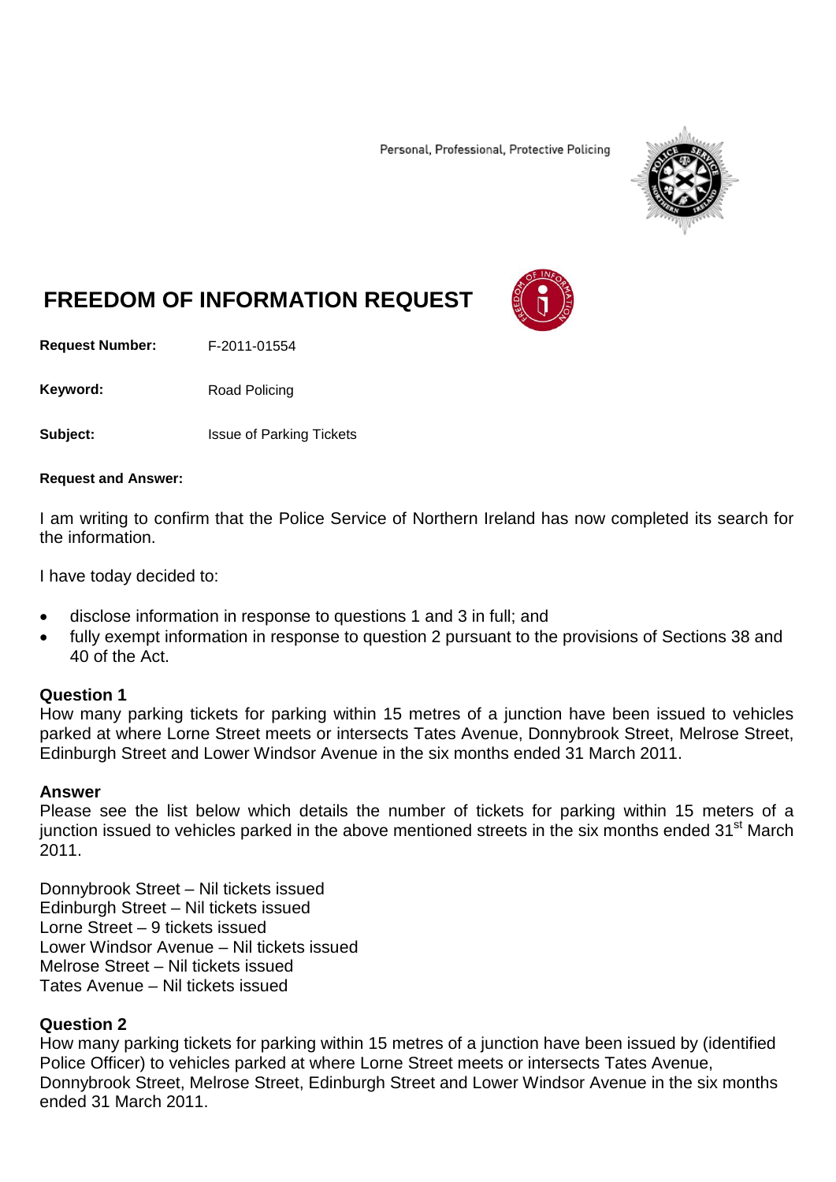Personal, Professional, Protective Policing

# FREEDOM OF INFORMATION REQUEST

**Request Number:** F-2011-01554

**Keyword:** Road Policing

**Subject:** Issue of Parking Tickets

**Request and Answer:**

I am writing to confirm that the Police Service of Northern Ireland has now completed its search for the information.

I have today decided to:

- disclose information in response to questions 1 and 3 in full; and
- fully exempt information in response to question 2 pursuant to the provisions of Sections 38 and 40 of the Act.

**Question 1**

How many parking tickets for parking within 15 metres of a junction have been issued to vehicles parked at where Lorne Street meets or intersects Tates Avenue, Donnybrook Street, Melrose Street, Edinburgh Street and Lower Windsor Avenue in the six months ended 31 March 2011.

**Answer**

Please see the list below which details the number of tickets for parking within 15 meters of a junction issued to vehicles parked in the above mentioned streets in the six months ended 31st March 2011.

Donnybrook Street – Nil tickets issued
Edinburgh Street – Nil tickets issued
Lorne Street – 9 tickets issued
Lower Windsor Avenue – Nil tickets issued
Melrose Street – Nil tickets issued
Tates Avenue – Nil tickets issued

**Question 2**

How many parking tickets for parking within 15 metres of a junction have been issued by (identified Police Officer) to vehicles parked at where Lorne Street meets or intersects Tates Avenue, Donnybrook Street, Melrose Street, Edinburgh Street and Lower Windsor Avenue in the six months ended 31 March 2011.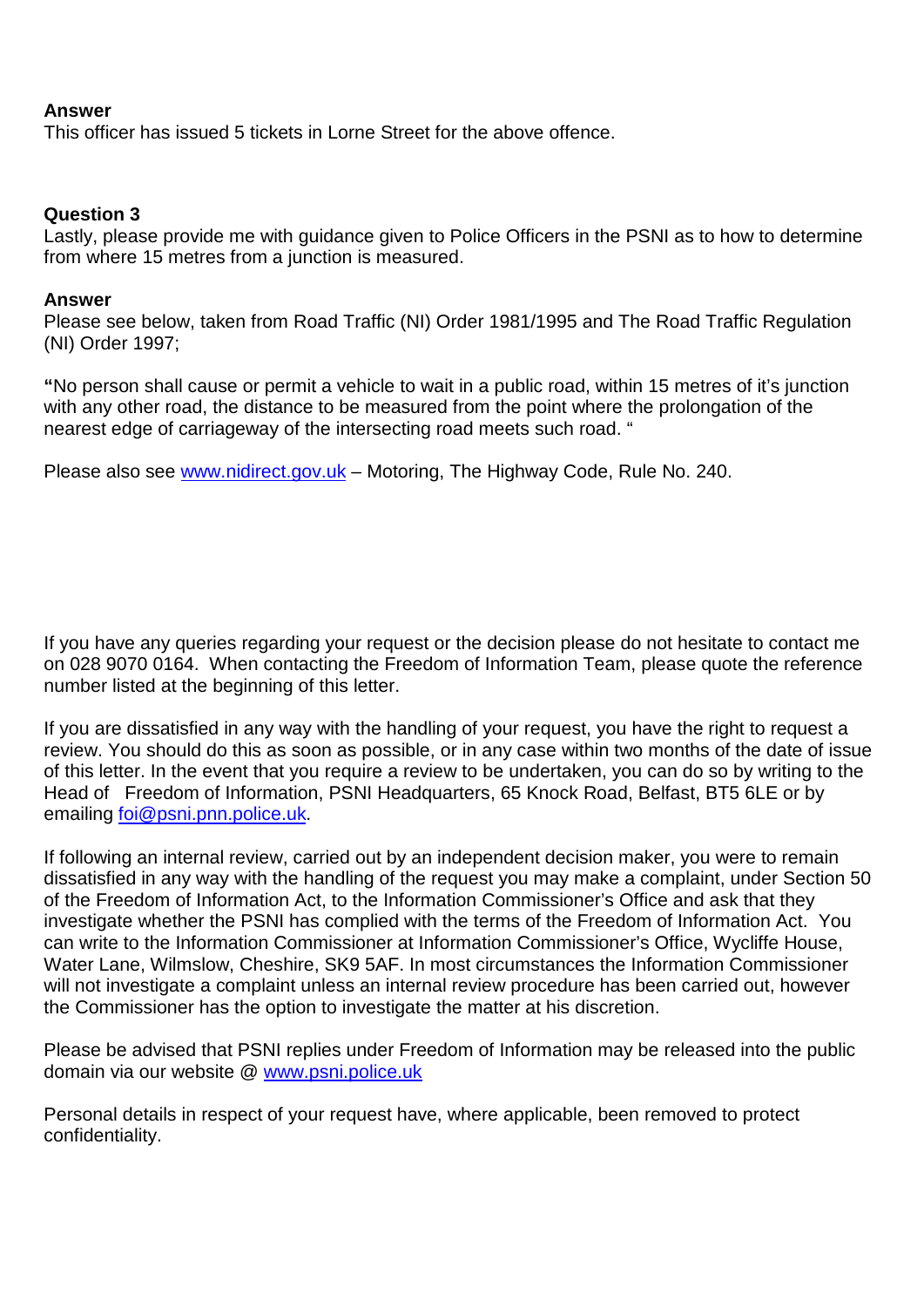**Answer**
This officer has issued 5 tickets in Lorne Street for the above offence.

**Question 3**
Lastly, please provide me with guidance given to Police Officers in the PSNI as to how to determine from where 15 metres from a junction is measured.

**Answer**
Please see below, taken from Road Traffic (NI) Order 1981/1995 and The Road Traffic Regulation (NI) Order 1997;

**"**No person shall cause or permit a vehicle to wait in a public road, within 15 metres of it's junction with any other road, the distance to be measured from the point where the prolongation of the nearest edge of carriageway of the intersecting road meets such road. "

Please also see [www.nidirect.gov.uk](http://www.nidirect.gov.uk) – Motoring, The Highway Code, Rule No. 240.

If you have any queries regarding your request or the decision please do not hesitate to contact me on 028 9070 0164. When contacting the Freedom of Information Team, please quote the reference number listed at the beginning of this letter.

If you are dissatisfied in any way with the handling of your request, you have the right to request a review. You should do this as soon as possible, or in any case within two months of the date of issue of this letter. In the event that you require a review to be undertaken, you can do so by writing to the Head of Freedom of Information, PSNI Headquarters, 65 Knock Road, Belfast, BT5 6LE or by emailing [foi@psni.pnn.police.uk](mailto:foi@psni.pnn.police.uk).

If following an internal review, carried out by an independent decision maker, you were to remain dissatisfied in any way with the handling of the request you may make a complaint, under Section 50 of the Freedom of Information Act, to the Information Commissioner's Office and ask that they investigate whether the PSNI has complied with the terms of the Freedom of Information Act. You can write to the Information Commissioner at Information Commissioner's Office, Wycliffe House, Water Lane, Wilmslow, Cheshire, SK9 5AF. In most circumstances the Information Commissioner will not investigate a complaint unless an internal review procedure has been carried out, however the Commissioner has the option to investigate the matter at his discretion.

Please be advised that PSNI replies under Freedom of Information may be released into the public domain via our website @ [www.psni.police.uk](http://www.psni.police.uk)

Personal details in respect of your request have, where applicable, been removed to protect confidentiality.